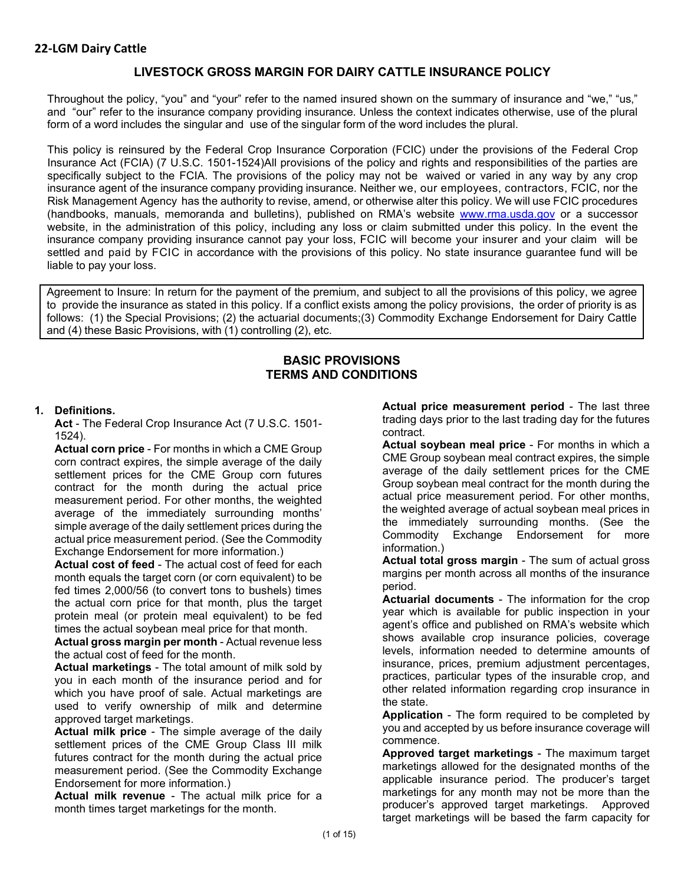**22-LGM Dairy Cattle**

# LIVESTOCK GROSS MARGIN FOR DAIRY CATTLE INSURANCE POLICY

Throughout the policy, "you" and "your" refer to the named insured shown on the summary of insurance and "we," "us," and "our" refer to the insurance company providing insurance. Unless the context indicates otherwise, use of the plural form of a word includes the singular and use of the singular form of the word includes the plural.

This policy is reinsured by the Federal Crop Insurance Corporation (FCIC) under the provisions of the Federal Crop Insurance Act (FCIA) (7 U.S.C. 1501-1524)All provisions of the policy and rights and responsibilities of the parties are specifically subject to the FCIA. The provisions of the policy may not be waived or varied in any way by any crop insurance agent of the insurance company providing insurance. Neither we, our employees, contractors, FCIC, nor the Risk Management Agency has the authority to revise, amend, or otherwise alter this policy. We will use FCIC procedures (handbooks, manuals, memoranda and bulletins), published on RMA's website www.rma.usda.gov or a successor website, in the administration of this policy, including any loss or claim submitted under this policy. In the event the insurance company providing insurance cannot pay your loss, FCIC will become your insurer and your claim will be settled and paid by FCIC in accordance with the provisions of this policy. No state insurance guarantee fund will be liable to pay your loss.

Agreement to Insure: In return for the payment of the premium, and subject to all the provisions of this policy, we agree to provide the insurance as stated in this policy. If a conflict exists among the policy provisions, the order of priority is as follows: (1) the Special Provisions; (2) the actuarial documents;(3) Commodity Exchange Endorsement for Dairy Cattle and (4) these Basic Provisions, with (1) controlling (2), etc.

## BASIC PROVISIONS
## TERMS AND CONDITIONS

**1. Definitions.**

**Act** - The Federal Crop Insurance Act (7 U.S.C. 1501-1524).

**Actual corn price** - For months in which a CME Group corn contract expires, the simple average of the daily settlement prices for the CME Group corn futures contract for the month during the actual price measurement period. For other months, the weighted average of the immediately surrounding months' simple average of the daily settlement prices during the actual price measurement period. (See the Commodity Exchange Endorsement for more information.)

**Actual cost of feed** - The actual cost of feed for each month equals the target corn (or corn equivalent) to be fed times 2,000/56 (to convert tons to bushels) times the actual corn price for that month, plus the target protein meal (or protein meal equivalent) to be fed times the actual soybean meal price for that month.

**Actual gross margin per month** - Actual revenue less the actual cost of feed for the month.

**Actual marketings** - The total amount of milk sold by you in each month of the insurance period and for which you have proof of sale. Actual marketings are used to verify ownership of milk and determine approved target marketings.

**Actual milk price** - The simple average of the daily settlement prices of the CME Group Class III milk futures contract for the month during the actual price measurement period. (See the Commodity Exchange Endorsement for more information.)

**Actual milk revenue** - The actual milk price for a month times target marketings for the month.

**Actual price measurement period** - The last three trading days prior to the last trading day for the futures contract.

**Actual soybean meal price** - For months in which a CME Group soybean meal contract expires, the simple average of the daily settlement prices for the CME Group soybean meal contract for the month during the actual price measurement period. For other months, the weighted average of actual soybean meal prices in the immediately surrounding months. (See the Commodity Exchange Endorsement for more information.)

**Actual total gross margin** - The sum of actual gross margins per month across all months of the insurance period.

**Actuarial documents** - The information for the crop year which is available for public inspection in your agent's office and published on RMA's website which shows available crop insurance policies, coverage levels, information needed to determine amounts of insurance, prices, premium adjustment percentages, practices, particular types of the insurable crop, and other related information regarding crop insurance in the state.

**Application** - The form required to be completed by you and accepted by us before insurance coverage will commence.

**Approved target marketings** - The maximum target marketings allowed for the designated months of the applicable insurance period. The producer's target marketings for any month may not be more than the producer's approved target marketings. Approved target marketings will be based the farm capacity for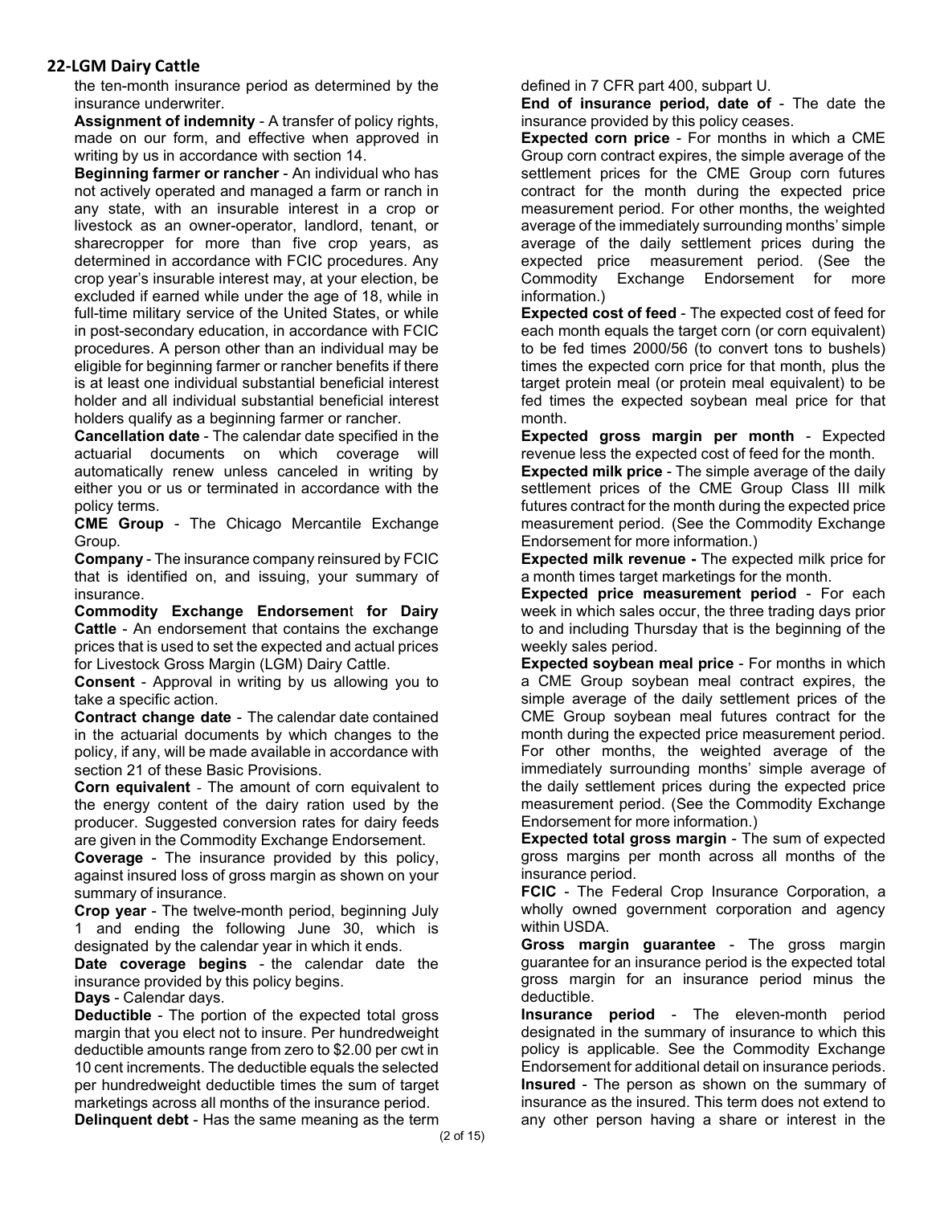## 22-LGM Dairy Cattle

the ten-month insurance period as determined by the insurance underwriter.

**Assignment of indemnity** - A transfer of policy rights, made on our form, and effective when approved in writing by us in accordance with section 14.

**Beginning farmer or rancher** - An individual who has not actively operated and managed a farm or ranch in any state, with an insurable interest in a crop or livestock as an owner-operator, landlord, tenant, or sharecropper for more than five crop years, as determined in accordance with FCIC procedures. Any crop year's insurable interest may, at your election, be excluded if earned while under the age of 18, while in full-time military service of the United States, or while in post-secondary education, in accordance with FCIC procedures. A person other than an individual may be eligible for beginning farmer or rancher benefits if there is at least one individual substantial beneficial interest holder and all individual substantial beneficial interest holders qualify as a beginning farmer or rancher.

**Cancellation date** - The calendar date specified in the actuarial documents on which coverage will automatically renew unless canceled in writing by either you or us or terminated in accordance with the policy terms.

**CME Group** - The Chicago Mercantile Exchange Group.

**Company** - The insurance company reinsured by FCIC that is identified on, and issuing, your summary of insurance.

**Commodity Exchange Endorsement for Dairy Cattle** - An endorsement that contains the exchange prices that is used to set the expected and actual prices for Livestock Gross Margin (LGM) Dairy Cattle.

**Consent** - Approval in writing by us allowing you to take a specific action.

**Contract change date** - The calendar date contained in the actuarial documents by which changes to the policy, if any, will be made available in accordance with section 21 of these Basic Provisions.

**Corn equivalent** - The amount of corn equivalent to the energy content of the dairy ration used by the producer. Suggested conversion rates for dairy feeds are given in the Commodity Exchange Endorsement.

**Coverage** - The insurance provided by this policy, against insured loss of gross margin as shown on your summary of insurance.

**Crop year** - The twelve-month period, beginning July 1 and ending the following June 30, which is designated by the calendar year in which it ends.

**Date coverage begins** - the calendar date the insurance provided by this policy begins.

**Days** - Calendar days.

**Deductible** - The portion of the expected total gross margin that you elect not to insure. Per hundredweight deductible amounts range from zero to $2.00 per cwt in 10 cent increments. The deductible equals the selected per hundredweight deductible times the sum of target marketings across all months of the insurance period.

**Delinquent debt** - Has the same meaning as the term defined in 7 CFR part 400, subpart U.

**End of insurance period, date of** - The date the insurance provided by this policy ceases.

**Expected corn price** - For months in which a CME Group corn contract expires, the simple average of the settlement prices for the CME Group corn futures contract for the month during the expected price measurement period. For other months, the weighted average of the immediately surrounding months' simple average of the daily settlement prices during the expected price measurement period. (See the Commodity Exchange Endorsement for more information.)

**Expected cost of feed** - The expected cost of feed for each month equals the target corn (or corn equivalent) to be fed times 2000/56 (to convert tons to bushels) times the expected corn price for that month, plus the target protein meal (or protein meal equivalent) to be fed times the expected soybean meal price for that month.

**Expected gross margin per month** - Expected revenue less the expected cost of feed for the month.

**Expected milk price** - The simple average of the daily settlement prices of the CME Group Class III milk futures contract for the month during the expected price measurement period. (See the Commodity Exchange Endorsement for more information.)

**Expected milk revenue -** The expected milk price for a month times target marketings for the month.

**Expected price measurement period** - For each week in which sales occur, the three trading days prior to and including Thursday that is the beginning of the weekly sales period.

**Expected soybean meal price** - For months in which a CME Group soybean meal contract expires, the simple average of the daily settlement prices of the CME Group soybean meal futures contract for the month during the expected price measurement period. For other months, the weighted average of the immediately surrounding months' simple average of the daily settlement prices during the expected price measurement period. (See the Commodity Exchange Endorsement for more information.)

**Expected total gross margin** - The sum of expected gross margins per month across all months of the insurance period.

**FCIC** - The Federal Crop Insurance Corporation, a wholly owned government corporation and agency within USDA.

**Gross margin guarantee** - The gross margin guarantee for an insurance period is the expected total gross margin for an insurance period minus the deductible.

**Insurance period** - The eleven-month period designated in the summary of insurance to which this policy is applicable. See the Commodity Exchange Endorsement for additional detail on insurance periods.

**Insured** - The person as shown on the summary of insurance as the insured. This term does not extend to any other person having a share or interest in the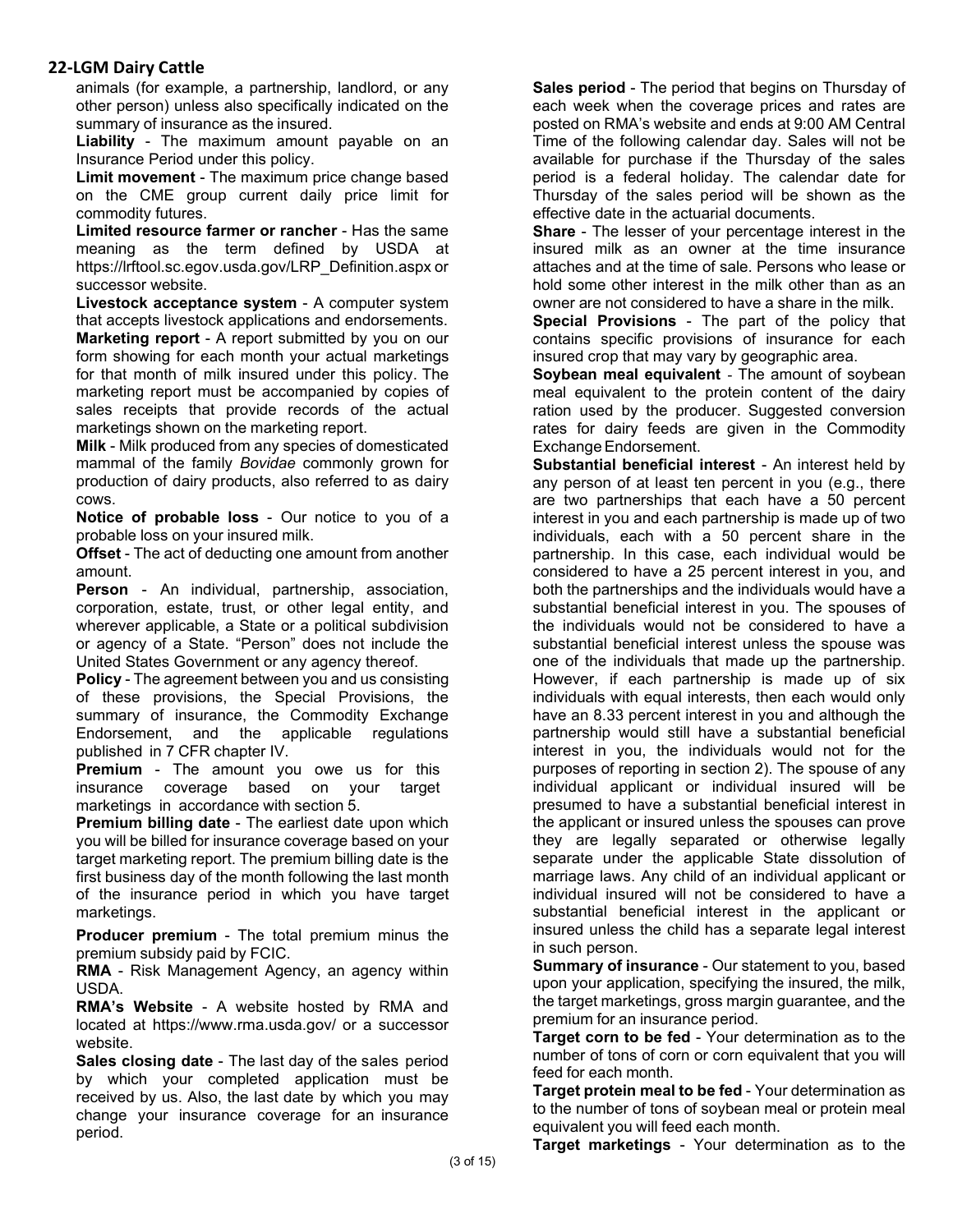animals (for example, a partnership, landlord, or any other person) unless also specifically indicated on the summary of insurance as the insured.

**Liability** - The maximum amount payable on an Insurance Period under this policy.

**Limit movement** - The maximum price change based on the CME group current daily price limit for commodity futures.

**Limited resource farmer or rancher** - Has the same meaning as the term defined by USDA at https://lrftool.sc.egov.usda.gov/LRP_Definition.aspx or successor website.

**Livestock acceptance system** - A computer system that accepts livestock applications and endorsements.

**Marketing report** - A report submitted by you on our form showing for each month your actual marketings for that month of milk insured under this policy. The marketing report must be accompanied by copies of sales receipts that provide records of the actual marketings shown on the marketing report.

**Milk** - Milk produced from any species of domesticated mammal of the family *Bovidae* commonly grown for production of dairy products, also referred to as dairy cows.

**Notice of probable loss** - Our notice to you of a probable loss on your insured milk.

**Offset** - The act of deducting one amount from another amount.

**Person** - An individual, partnership, association, corporation, estate, trust, or other legal entity, and wherever applicable, a State or a political subdivision or agency of a State. "Person" does not include the United States Government or any agency thereof.

**Policy** - The agreement between you and us consisting of these provisions, the Special Provisions, the summary of insurance, the Commodity Exchange Endorsement, and the applicable regulations published in 7 CFR chapter IV.

**Premium** - The amount you owe us for this insurance coverage based on your target marketings in accordance with section 5.

**Premium billing date** - The earliest date upon which you will be billed for insurance coverage based on your target marketing report. The premium billing date is the first business day of the month following the last month of the insurance period in which you have target marketings.

**Producer premium** - The total premium minus the premium subsidy paid by FCIC.

**RMA** - Risk Management Agency, an agency within USDA.

**RMA's Website** - A website hosted by RMA and located at https://www.rma.usda.gov/ or a successor website.

**Sales closing date** - The last day of the sales period by which your completed application must be received by us. Also, the last date by which you may change your insurance coverage for an insurance period.

**Sales period** - The period that begins on Thursday of each week when the coverage prices and rates are posted on RMA's website and ends at 9:00 AM Central Time of the following calendar day. Sales will not be available for purchase if the Thursday of the sales period is a federal holiday. The calendar date for Thursday of the sales period will be shown as the effective date in the actuarial documents.

**Share** - The lesser of your percentage interest in the insured milk as an owner at the time insurance attaches and at the time of sale. Persons who lease or hold some other interest in the milk other than as an owner are not considered to have a share in the milk.

**Special Provisions** - The part of the policy that contains specific provisions of insurance for each insured crop that may vary by geographic area.

**Soybean meal equivalent** - The amount of soybean meal equivalent to the protein content of the dairy ration used by the producer. Suggested conversion rates for dairy feeds are given in the Commodity Exchange Endorsement.

**Substantial beneficial interest** - An interest held by any person of at least ten percent in you (e.g., there are two partnerships that each have a 50 percent interest in you and each partnership is made up of two individuals, each with a 50 percent share in the partnership. In this case, each individual would be considered to have a 25 percent interest in you, and both the partnerships and the individuals would have a substantial beneficial interest in you. The spouses of the individuals would not be considered to have a substantial beneficial interest unless the spouse was one of the individuals that made up the partnership. However, if each partnership is made up of six individuals with equal interests, then each would only have an 8.33 percent interest in you and although the partnership would still have a substantial beneficial interest in you, the individuals would not for the purposes of reporting in section 2). The spouse of any individual applicant or individual insured will be presumed to have a substantial beneficial interest in the applicant or insured unless the spouses can prove they are legally separated or otherwise legally separate under the applicable State dissolution of marriage laws. Any child of an individual applicant or individual insured will not be considered to have a substantial beneficial interest in the applicant or insured unless the child has a separate legal interest in such person.

**Summary of insurance** - Our statement to you, based upon your application, specifying the insured, the milk, the target marketings, gross margin guarantee, and the premium for an insurance period.

**Target corn to be fed** - Your determination as to the number of tons of corn or corn equivalent that you will feed for each month.

**Target protein meal to be fed** - Your determination as to the number of tons of soybean meal or protein meal equivalent you will feed each month.

**Target marketings** - Your determination as to the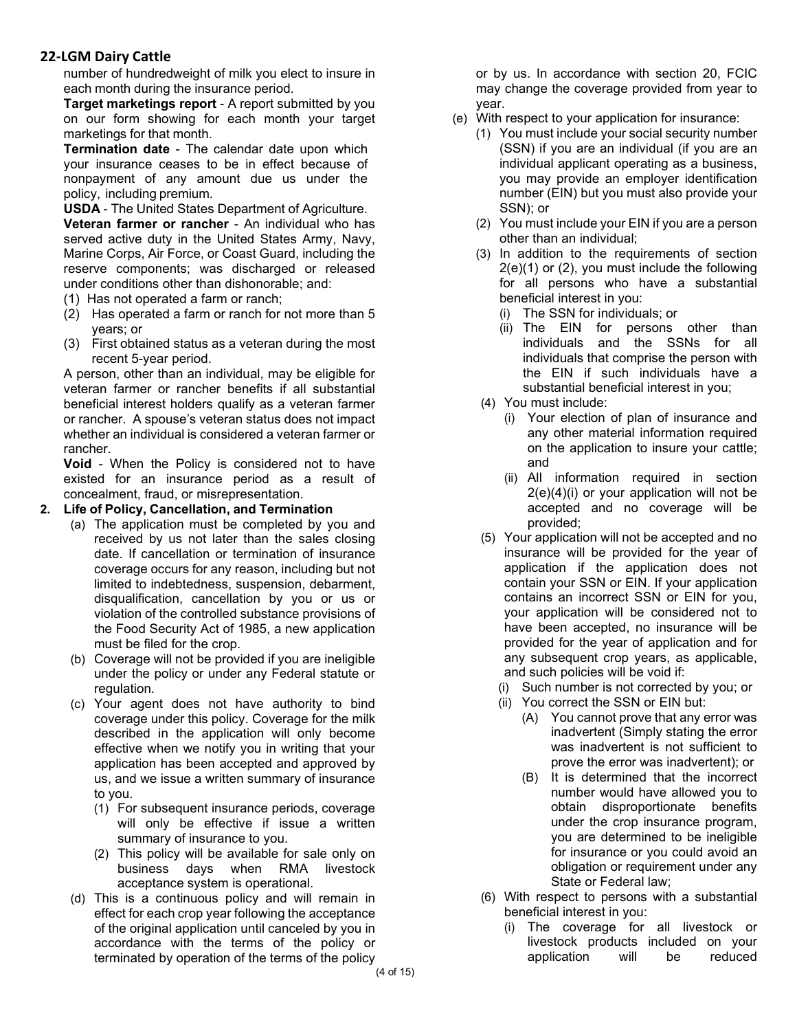number of hundredweight of milk you elect to insure in each month during the insurance period.

**Target marketings report** - A report submitted by you on our form showing for each month your target marketings for that month.

**Termination date** - The calendar date upon which your insurance ceases to be in effect because of nonpayment of any amount due us under the policy, including premium.

**USDA** - The United States Department of Agriculture.

**Veteran farmer or rancher** - An individual who has served active duty in the United States Army, Navy, Marine Corps, Air Force, or Coast Guard, including the reserve components; was discharged or released under conditions other than dishonorable; and:

(1) Has not operated a farm or ranch;
(2) Has operated a farm or ranch for not more than 5 years; or
(3) First obtained status as a veteran during the most recent 5-year period.

A person, other than an individual, may be eligible for veteran farmer or rancher benefits if all substantial beneficial interest holders qualify as a veteran farmer or rancher. A spouse's veteran status does not impact whether an individual is considered a veteran farmer or rancher.

**Void** - When the Policy is considered not to have existed for an insurance period as a result of concealment, fraud, or misrepresentation.

**2. Life of Policy, Cancellation, and Termination**

(a) The application must be completed by you and received by us not later than the sales closing date. If cancellation or termination of insurance coverage occurs for any reason, including but not limited to indebtedness, suspension, debarment, disqualification, cancellation by you or us or violation of the controlled substance provisions of the Food Security Act of 1985, a new application must be filed for the crop.

(b) Coverage will not be provided if you are ineligible under the policy or under any Federal statute or regulation.

(c) Your agent does not have authority to bind coverage under this policy. Coverage for the milk described in the application will only become effective when we notify you in writing that your application has been accepted and approved by us, and we issue a written summary of insurance to you.

(1) For subsequent insurance periods, coverage will only be effective if issue a written summary of insurance to you.
(2) This policy will be available for sale only on business days when RMA livestock acceptance system is operational.

(d) This is a continuous policy and will remain in effect for each crop year following the acceptance of the original application until canceled by you in accordance with the terms of the policy or terminated by operation of the terms of the policy or by us. In accordance with section 20, FCIC may change the coverage provided from year to year.

(e) With respect to your application for insurance:

(1) You must include your social security number (SSN) if you are an individual (if you are an individual applicant operating as a business, you may provide an employer identification number (EIN) but you must also provide your SSN); or
(2) You must include your EIN if you are a person other than an individual;
(3) In addition to the requirements of section 2(e)(1) or (2), you must include the following for all persons who have a substantial beneficial interest in you:
  (i) The SSN for individuals; or
  (ii) The EIN for persons other than individuals and the SSNs for all individuals that comprise the person with the EIN if such individuals have a substantial beneficial interest in you;
(4) You must include:
  (i) Your election of plan of insurance and any other material information required on the application to insure your cattle; and
  (ii) All information required in section 2(e)(4)(i) or your application will not be accepted and no coverage will be provided;
(5) Your application will not be accepted and no insurance will be provided for the year of application if the application does not contain your SSN or EIN. If your application contains an incorrect SSN or EIN for you, your application will be considered not to have been accepted, no insurance will be provided for the year of application and for any subsequent crop years, as applicable, and such policies will be void if:
  (i) Such number is not corrected by you; or
  (ii) You correct the SSN or EIN but:
    (A) You cannot prove that any error was inadvertent (Simply stating the error was inadvertent is not sufficient to prove the error was inadvertent); or
    (B) It is determined that the incorrect number would have allowed you to obtain disproportionate benefits under the crop insurance program, you are determined to be ineligible for insurance or you could avoid an obligation or requirement under any State or Federal law;
(6) With respect to persons with a substantial beneficial interest in you:
  (i) The coverage for all livestock or livestock products included on your application will be reduced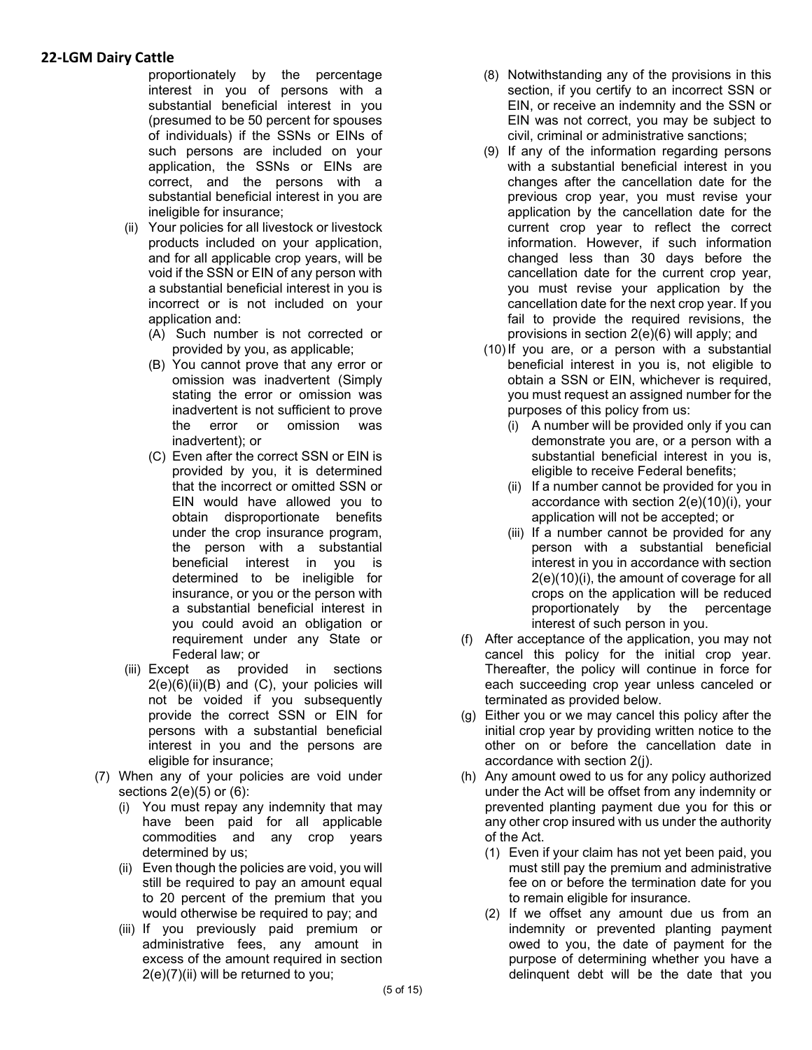proportionately by the percentage interest in you of persons with a substantial beneficial interest in you (presumed to be 50 percent for spouses of individuals) if the SSNs or EINs of such persons are included on your application, the SSNs or EINs are correct, and the persons with a substantial beneficial interest in you are ineligible for insurance;

(ii) Your policies for all livestock or livestock products included on your application, and for all applicable crop years, will be void if the SSN or EIN of any person with a substantial beneficial interest in you is incorrect or is not included on your application and:

(A) Such number is not corrected or provided by you, as applicable;

(B) You cannot prove that any error or omission was inadvertent (Simply stating the error or omission was inadvertent is not sufficient to prove the error or omission was inadvertent); or

(C) Even after the correct SSN or EIN is provided by you, it is determined that the incorrect or omitted SSN or EIN would have allowed you to obtain disproportionate benefits under the crop insurance program, the person with a substantial beneficial interest in you is determined to be ineligible for insurance, or you or the person with a substantial beneficial interest in you could avoid an obligation or requirement under any State or Federal law; or

(iii) Except as provided in sections 2(e)(6)(ii)(B) and (C), your policies will not be voided if you subsequently provide the correct SSN or EIN for persons with a substantial beneficial interest in you and the persons are eligible for insurance;

(7) When any of your policies are void under sections 2(e)(5) or (6):

(i) You must repay any indemnity that may have been paid for all applicable commodities and any crop years determined by us;

(ii) Even though the policies are void, you will still be required to pay an amount equal to 20 percent of the premium that you would otherwise be required to pay; and

(iii) If you previously paid premium or administrative fees, any amount in excess of the amount required in section 2(e)(7)(ii) will be returned to you;

(8) Notwithstanding any of the provisions in this section, if you certify to an incorrect SSN or EIN, or receive an indemnity and the SSN or EIN was not correct, you may be subject to civil, criminal or administrative sanctions;

(9) If any of the information regarding persons with a substantial beneficial interest in you changes after the cancellation date for the previous crop year, you must revise your application by the cancellation date for the current crop year to reflect the correct information. However, if such information changed less than 30 days before the cancellation date for the current crop year, you must revise your application by the cancellation date for the next crop year. If you fail to provide the required revisions, the provisions in section 2(e)(6) will apply; and

(10) If you are, or a person with a substantial beneficial interest in you is, not eligible to obtain a SSN or EIN, whichever is required, you must request an assigned number for the purposes of this policy from us:

(i) A number will be provided only if you can demonstrate you are, or a person with a substantial beneficial interest in you is, eligible to receive Federal benefits;

(ii) If a number cannot be provided for you in accordance with section 2(e)(10)(i), your application will not be accepted; or

(iii) If a number cannot be provided for any person with a substantial beneficial interest in you in accordance with section 2(e)(10)(i), the amount of coverage for all crops on the application will be reduced proportionately by the percentage interest of such person in you.

(f) After acceptance of the application, you may not cancel this policy for the initial crop year. Thereafter, the policy will continue in force for each succeeding crop year unless canceled or terminated as provided below.

(g) Either you or we may cancel this policy after the initial crop year by providing written notice to the other on or before the cancellation date in accordance with section 2(j).

(h) Any amount owed to us for any policy authorized under the Act will be offset from any indemnity or prevented planting payment due you for this or any other crop insured with us under the authority of the Act.

(1) Even if your claim has not yet been paid, you must still pay the premium and administrative fee on or before the termination date for you to remain eligible for insurance.

(2) If we offset any amount due us from an indemnity or prevented planting payment owed to you, the date of payment for the purpose of determining whether you have a delinquent debt will be the date that you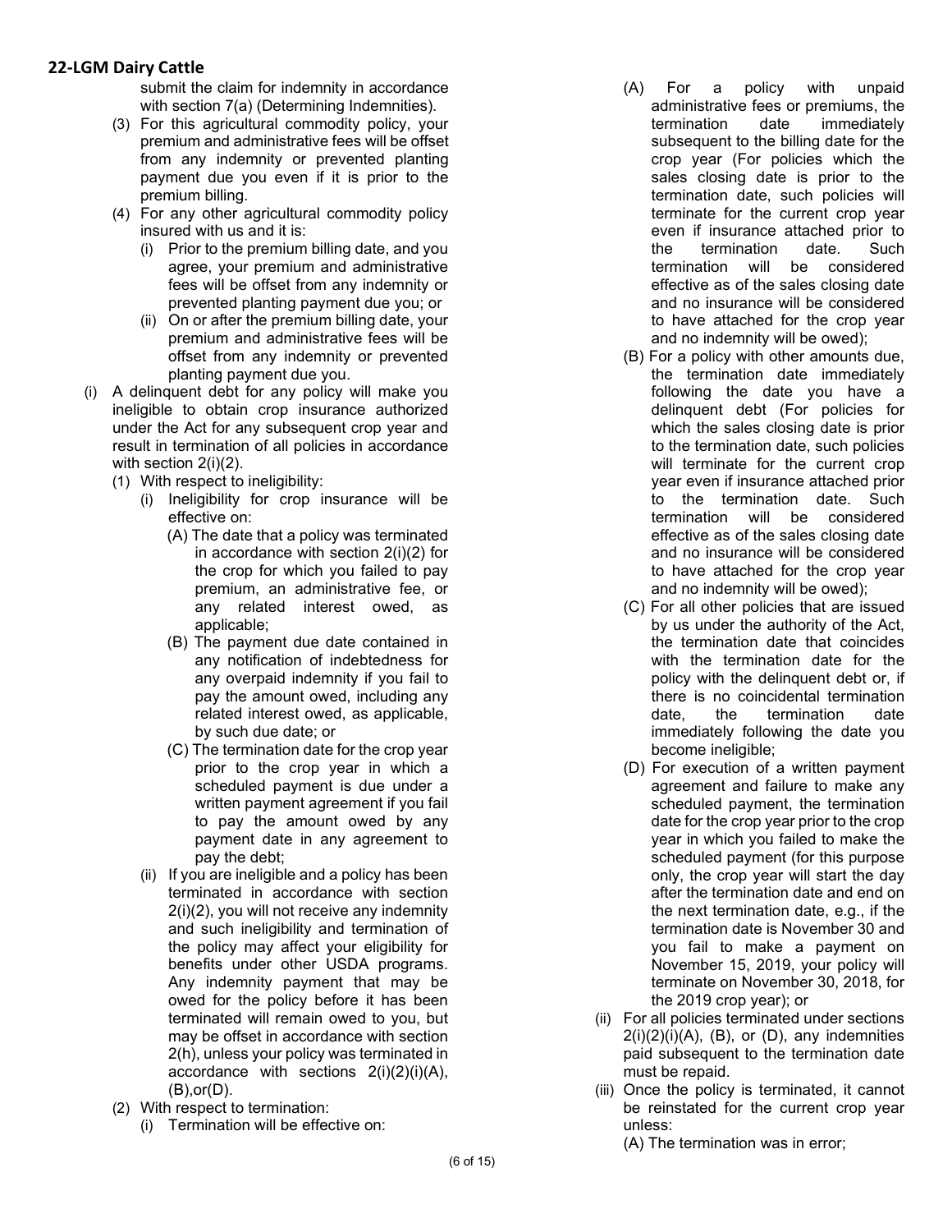submit the claim for indemnity in accordance with section 7(a) (Determining Indemnities).

(3) For this agricultural commodity policy, your premium and administrative fees will be offset from any indemnity or prevented planting payment due you even if it is prior to the premium billing.

(4) For any other agricultural commodity policy insured with us and it is:

(i) Prior to the premium billing date, and you agree, your premium and administrative fees will be offset from any indemnity or prevented planting payment due you; or

(ii) On or after the premium billing date, your premium and administrative fees will be offset from any indemnity or prevented planting payment due you.

(i) A delinquent debt for any policy will make you ineligible to obtain crop insurance authorized under the Act for any subsequent crop year and result in termination of all policies in accordance with section 2(i)(2).

(1) With respect to ineligibility:

(i) Ineligibility for crop insurance will be effective on:

(A) The date that a policy was terminated in accordance with section 2(i)(2) for the crop for which you failed to pay premium, an administrative fee, or any related interest owed, as applicable;

(B) The payment due date contained in any notification of indebtedness for any overpaid indemnity if you fail to pay the amount owed, including any related interest owed, as applicable, by such due date; or

(C) The termination date for the crop year prior to the crop year in which a scheduled payment is due under a written payment agreement if you fail to pay the amount owed by any payment date in any agreement to pay the debt;

(ii) If you are ineligible and a policy has been terminated in accordance with section 2(i)(2), you will not receive any indemnity and such ineligibility and termination of the policy may affect your eligibility for benefits under other USDA programs. Any indemnity payment that may be owed for the policy before it has been terminated will remain owed to you, but may be offset in accordance with section 2(h), unless your policy was terminated in accordance with sections 2(i)(2)(i)(A), (B),or(D).

(2) With respect to termination:

(i) Termination will be effective on:

(A) For a policy with unpaid administrative fees or premiums, the termination date immediately subsequent to the billing date for the crop year (For policies which the sales closing date is prior to the termination date, such policies will terminate for the current crop year even if insurance attached prior to the termination date. Such termination will be considered effective as of the sales closing date and no insurance will be considered to have attached for the crop year and no indemnity will be owed);

(B) For a policy with other amounts due, the termination date immediately following the date you have a delinquent debt (For policies for which the sales closing date is prior to the termination date, such policies will terminate for the current crop year even if insurance attached prior to the termination date. Such termination will be considered effective as of the sales closing date and no insurance will be considered to have attached for the crop year and no indemnity will be owed);

(C) For all other policies that are issued by us under the authority of the Act, the termination date that coincides with the termination date for the policy with the delinquent debt or, if there is no coincidental termination date, the termination date immediately following the date you become ineligible;

(D) For execution of a written payment agreement and failure to make any scheduled payment, the termination date for the crop year prior to the crop year in which you failed to make the scheduled payment (for this purpose only, the crop year will start the day after the termination date and end on the next termination date, e.g., if the termination date is November 30 and you fail to make a payment on November 15, 2019, your policy will terminate on November 30, 2018, for the 2019 crop year); or

(ii) For all policies terminated under sections 2(i)(2)(i)(A), (B), or (D), any indemnities paid subsequent to the termination date must be repaid.

(iii) Once the policy is terminated, it cannot be reinstated for the current crop year unless:

(A) The termination was in error;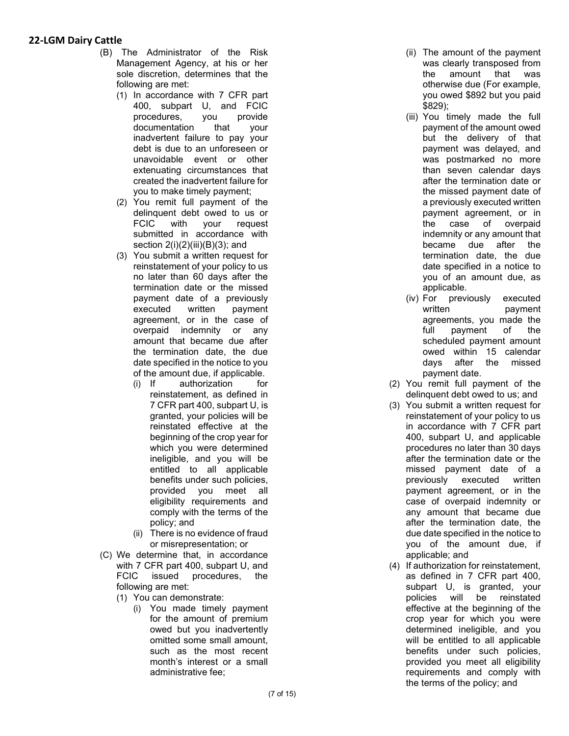## 22-LGM Dairy Cattle

(B) The Administrator of the Risk Management Agency, at his or her sole discretion, determines that the following are met:

(1) In accordance with 7 CFR part 400, subpart U, and FCIC procedures, you provide documentation that your inadvertent failure to pay your debt is due to an unforeseen or unavoidable event or other extenuating circumstances that created the inadvertent failure for you to make timely payment;

(2) You remit full payment of the delinquent debt owed to us or FCIC with your request submitted in accordance with section 2(i)(2)(iii)(B)(3); and

(3) You submit a written request for reinstatement of your policy to us no later than 60 days after the termination date or the missed payment date of a previously executed written payment agreement, or in the case of overpaid indemnity or any amount that became due after the termination date, the due date specified in the notice to you of the amount due, if applicable.

(i) If authorization for reinstatement, as defined in 7 CFR part 400, subpart U, is granted, your policies will be reinstated effective at the beginning of the crop year for which you were determined ineligible, and you will be entitled to all applicable benefits under such policies, provided you meet all eligibility requirements and comply with the terms of the policy; and

(ii) There is no evidence of fraud or misrepresentation; or

(C) We determine that, in accordance with 7 CFR part 400, subpart U, and FCIC issued procedures, the following are met:

(1) You can demonstrate:

(i) You made timely payment for the amount of premium owed but you inadvertently omitted some small amount, such as the most recent month's interest or a small administrative fee;

(ii) The amount of the payment was clearly transposed from the amount that was otherwise due (For example, you owed $892 but you paid $829);

(iii) You timely made the full payment of the amount owed but the delivery of that payment was delayed, and was postmarked no more than seven calendar days after the termination date or the missed payment date of a previously executed written payment agreement, or in the case of overpaid indemnity or any amount that became due after the termination date, the due date specified in a notice to you of an amount due, as applicable.

(iv) For previously executed written payment agreements, you made the full payment of the scheduled payment amount owed within 15 calendar days after the missed payment date.

(2) You remit full payment of the delinquent debt owed to us; and

(3) You submit a written request for reinstatement of your policy to us in accordance with 7 CFR part 400, subpart U, and applicable procedures no later than 30 days after the termination date or the missed payment date of a previously executed written payment agreement, or in the case of overpaid indemnity or any amount that became due after the termination date, the due date specified in the notice to you of the amount due, if applicable; and

(4) If authorization for reinstatement, as defined in 7 CFR part 400, subpart U, is granted, your policies will be reinstated effective at the beginning of the crop year for which you were determined ineligible, and you will be entitled to all applicable benefits under such policies, provided you meet all eligibility requirements and comply with the terms of the policy; and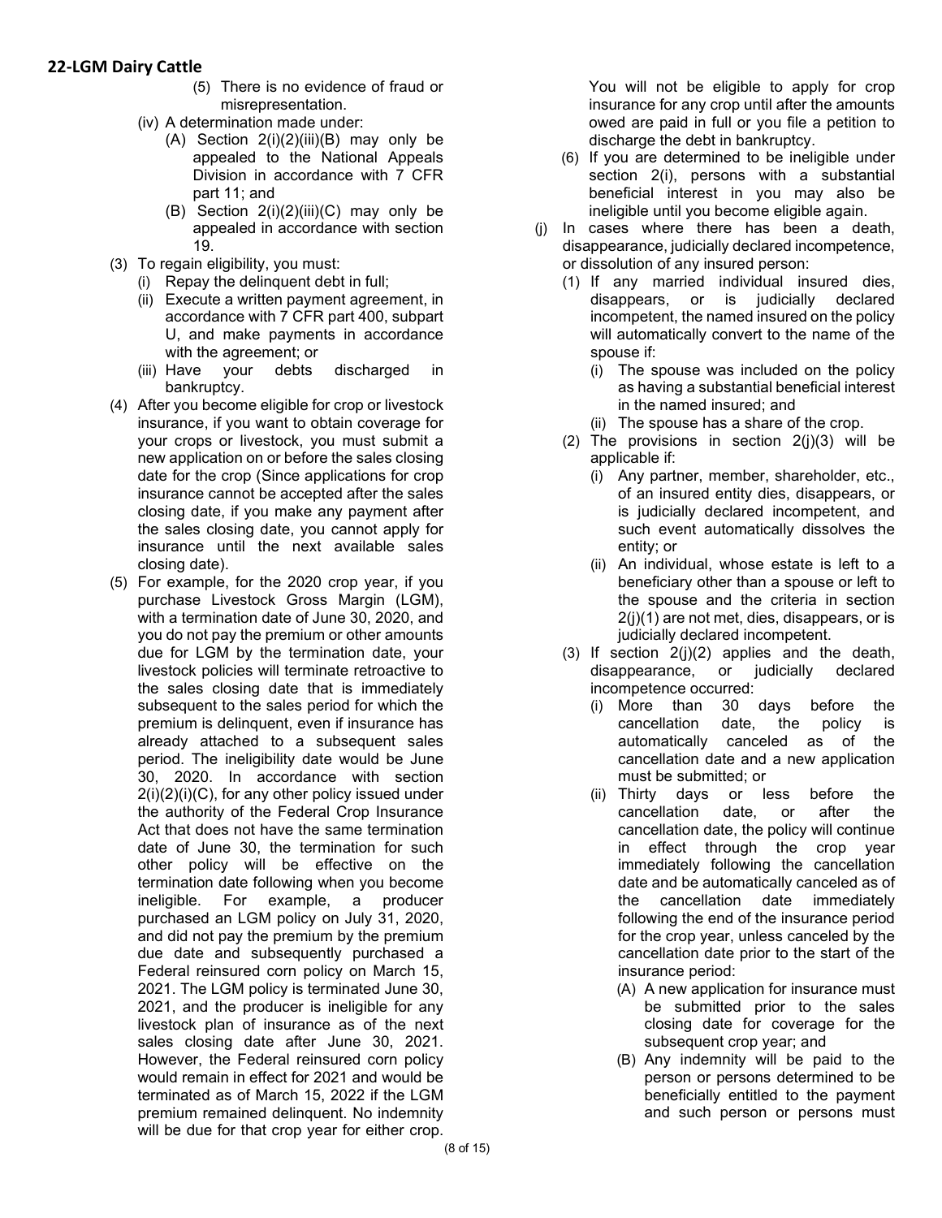(5) There is no evidence of fraud or misrepresentation.

(iv) A determination made under:

(A) Section 2(i)(2)(iii)(B) may only be appealed to the National Appeals Division in accordance with 7 CFR part 11; and

(B) Section 2(i)(2)(iii)(C) may only be appealed in accordance with section 19.

(3) To regain eligibility, you must:

(i) Repay the delinquent debt in full;

(ii) Execute a written payment agreement, in accordance with 7 CFR part 400, subpart U, and make payments in accordance with the agreement; or

(iii) Have your debts discharged in bankruptcy.

(4) After you become eligible for crop or livestock insurance, if you want to obtain coverage for your crops or livestock, you must submit a new application on or before the sales closing date for the crop (Since applications for crop insurance cannot be accepted after the sales closing date, if you make any payment after the sales closing date, you cannot apply for insurance until the next available sales closing date).

(5) For example, for the 2020 crop year, if you purchase Livestock Gross Margin (LGM), with a termination date of June 30, 2020, and you do not pay the premium or other amounts due for LGM by the termination date, your livestock policies will terminate retroactive to the sales closing date that is immediately subsequent to the sales period for which the premium is delinquent, even if insurance has already attached to a subsequent sales period. The ineligibility date would be June 30, 2020. In accordance with section 2(i)(2)(i)(C), for any other policy issued under the authority of the Federal Crop Insurance Act that does not have the same termination date of June 30, the termination for such other policy will be effective on the termination date following when you become ineligible. For example, a producer purchased an LGM policy on July 31, 2020, and did not pay the premium by the premium due date and subsequently purchased a Federal reinsured corn policy on March 15, 2021. The LGM policy is terminated June 30, 2021, and the producer is ineligible for any livestock plan of insurance as of the next sales closing date after June 30, 2021. However, the Federal reinsured corn policy would remain in effect for 2021 and would be terminated as of March 15, 2022 if the LGM premium remained delinquent. No indemnity will be due for that crop year for either crop. You will not be eligible to apply for crop insurance for any crop until after the amounts owed are paid in full or you file a petition to discharge the debt in bankruptcy.

(6) If you are determined to be ineligible under section 2(i), persons with a substantial beneficial interest in you may also be ineligible until you become eligible again.

(j) In cases where there has been a death, disappearance, judicially declared incompetence, or dissolution of any insured person:

(1) If any married individual insured dies, disappears, or is judicially declared incompetent, the named insured on the policy will automatically convert to the name of the spouse if:

(i) The spouse was included on the policy as having a substantial beneficial interest in the named insured; and

(ii) The spouse has a share of the crop.

(2) The provisions in section 2(j)(3) will be applicable if:

(i) Any partner, member, shareholder, etc., of an insured entity dies, disappears, or is judicially declared incompetent, and such event automatically dissolves the entity; or

(ii) An individual, whose estate is left to a beneficiary other than a spouse or left to the spouse and the criteria in section 2(j)(1) are not met, dies, disappears, or is judicially declared incompetent.

(3) If section 2(j)(2) applies and the death, disappearance, or judicially declared incompetence occurred:

(i) More than 30 days before the cancellation date, the policy is automatically canceled as of the cancellation date and a new application must be submitted; or

(ii) Thirty days or less before the cancellation date, or after the cancellation date, the policy will continue in effect through the crop year immediately following the cancellation date and be automatically canceled as of the cancellation date immediately following the end of the insurance period for the crop year, unless canceled by the cancellation date prior to the start of the insurance period:

(A) A new application for insurance must be submitted prior to the sales closing date for coverage for the subsequent crop year; and

(B) Any indemnity will be paid to the person or persons determined to be beneficially entitled to the payment and such person or persons must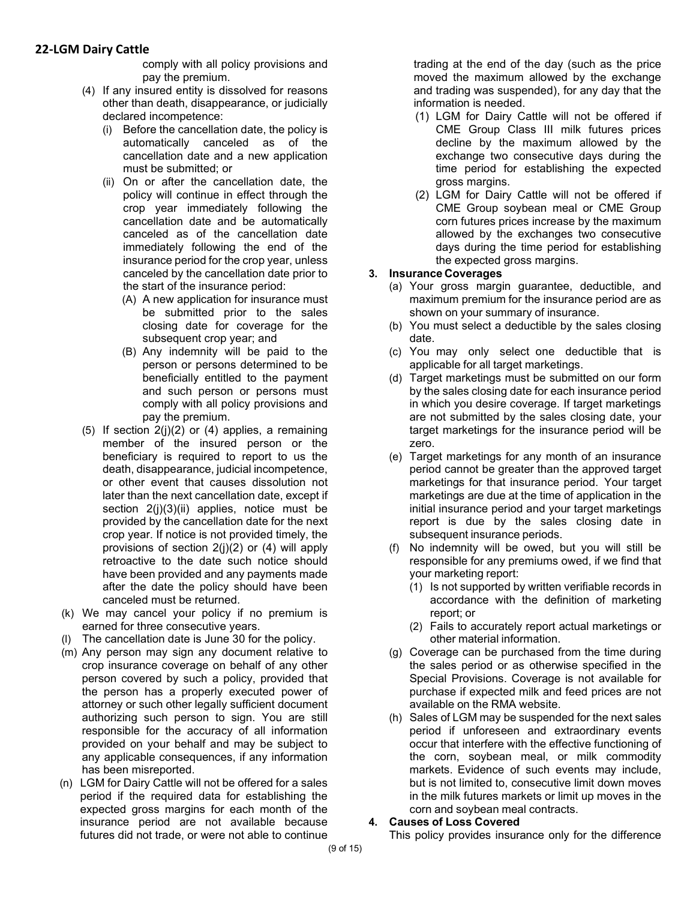comply with all policy provisions and pay the premium.

(4) If any insured entity is dissolved for reasons other than death, disappearance, or judicially declared incompetence:

  (i) Before the cancellation date, the policy is automatically canceled as of the cancellation date and a new application must be submitted; or

  (ii) On or after the cancellation date, the policy will continue in effect through the crop year immediately following the cancellation date and be automatically canceled as of the cancellation date immediately following the end of the insurance period for the crop year, unless canceled by the cancellation date prior to the start of the insurance period:

    (A) A new application for insurance must be submitted prior to the sales closing date for coverage for the subsequent crop year; and

    (B) Any indemnity will be paid to the person or persons determined to be beneficially entitled to the payment and such person or persons must comply with all policy provisions and pay the premium.

(5) If section 2(j)(2) or (4) applies, a remaining member of the insured person or the beneficiary is required to report to us the death, disappearance, judicial incompetence, or other event that causes dissolution not later than the next cancellation date, except if section 2(j)(3)(ii) applies, notice must be provided by the cancellation date for the next crop year. If notice is not provided timely, the provisions of section 2(j)(2) or (4) will apply retroactive to the date such notice should have been provided and any payments made after the date the policy should have been canceled must be returned.

(k) We may cancel your policy if no premium is earned for three consecutive years.

(l) The cancellation date is June 30 for the policy.

(m) Any person may sign any document relative to crop insurance coverage on behalf of any other person covered by such a policy, provided that the person has a properly executed power of attorney or such other legally sufficient document authorizing such person to sign. You are still responsible for the accuracy of all information provided on your behalf and may be subject to any applicable consequences, if any information has been misreported.

(n) LGM for Dairy Cattle will not be offered for a sales period if the required data for establishing the expected gross margins for each month of the insurance period are not available because futures did not trade, or were not able to continue trading at the end of the day (such as the price moved the maximum allowed by the exchange and trading was suspended), for any day that the information is needed.

  (1) LGM for Dairy Cattle will not be offered if CME Group Class III milk futures prices decline by the maximum allowed by the exchange two consecutive days during the time period for establishing the expected gross margins.

  (2) LGM for Dairy Cattle will not be offered if CME Group soybean meal or CME Group corn futures prices increase by the maximum allowed by the exchanges two consecutive days during the time period for establishing the expected gross margins.

**3. Insurance Coverages**

(a) Your gross margin guarantee, deductible, and maximum premium for the insurance period are as shown on your summary of insurance.

(b) You must select a deductible by the sales closing date.

(c) You may only select one deductible that is applicable for all target marketings.

(d) Target marketings must be submitted on our form by the sales closing date for each insurance period in which you desire coverage. If target marketings are not submitted by the sales closing date, your target marketings for the insurance period will be zero.

(e) Target marketings for any month of an insurance period cannot be greater than the approved target marketings for that insurance period. Your target marketings are due at the time of application in the initial insurance period and your target marketings report is due by the sales closing date in subsequent insurance periods.

(f) No indemnity will be owed, but you will still be responsible for any premiums owed, if we find that your marketing report:

  (1) Is not supported by written verifiable records in accordance with the definition of marketing report; or

  (2) Fails to accurately report actual marketings or other material information.

(g) Coverage can be purchased from the time during the sales period or as otherwise specified in the Special Provisions. Coverage is not available for purchase if expected milk and feed prices are not available on the RMA website.

(h) Sales of LGM may be suspended for the next sales period if unforeseen and extraordinary events occur that interfere with the effective functioning of the corn, soybean meal, or milk commodity markets. Evidence of such events may include, but is not limited to, consecutive limit down moves in the milk futures markets or limit up moves in the corn and soybean meal contracts.

**4. Causes of Loss Covered**

This policy provides insurance only for the difference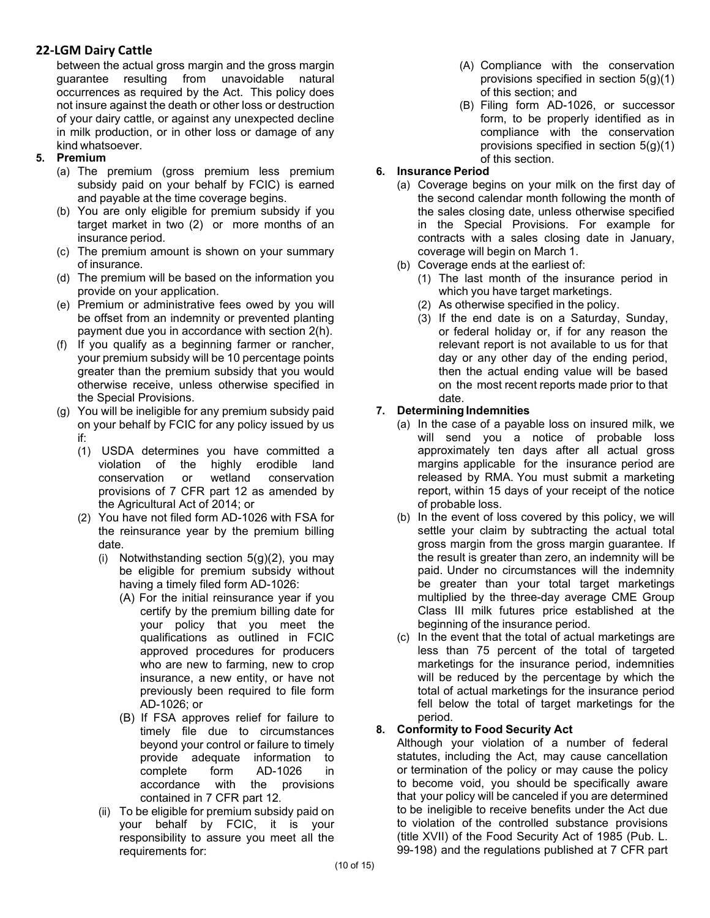between the actual gross margin and the gross margin guarantee resulting from unavoidable natural occurrences as required by the Act. This policy does not insure against the death or other loss or destruction of your dairy cattle, or against any unexpected decline in milk production, or in other loss or damage of any kind whatsoever.

**5. Premium**

(a) The premium (gross premium less premium subsidy paid on your behalf by FCIC) is earned and payable at the time coverage begins.

(b) You are only eligible for premium subsidy if you target market in two (2) or more months of an insurance period.

(c) The premium amount is shown on your summary of insurance.

(d) The premium will be based on the information you provide on your application.

(e) Premium or administrative fees owed by you will be offset from an indemnity or prevented planting payment due you in accordance with section 2(h).

(f) If you qualify as a beginning farmer or rancher, your premium subsidy will be 10 percentage points greater than the premium subsidy that you would otherwise receive, unless otherwise specified in the Special Provisions.

(g) You will be ineligible for any premium subsidy paid on your behalf by FCIC for any policy issued by us if:

(1) USDA determines you have committed a violation of the highly erodible land conservation or wetland conservation provisions of 7 CFR part 12 as amended by the Agricultural Act of 2014; or

(2) You have not filed form AD-1026 with FSA for the reinsurance year by the premium billing date.

(i) Notwithstanding section 5(g)(2), you may be eligible for premium subsidy without having a timely filed form AD-1026:

(A) For the initial reinsurance year if you certify by the premium billing date for your policy that you meet the qualifications as outlined in FCIC approved procedures for producers who are new to farming, new to crop insurance, a new entity, or have not previously been required to file form AD-1026; or

(B) If FSA approves relief for failure to timely file due to circumstances beyond your control or failure to timely provide adequate information to complete form AD-1026 in accordance with the provisions contained in 7 CFR part 12.

(ii) To be eligible for premium subsidy paid on your behalf by FCIC, it is your responsibility to assure you meet all the requirements for:

(A) Compliance with the conservation provisions specified in section 5(g)(1) of this section; and

(B) Filing form AD-1026, or successor form, to be properly identified as in compliance with the conservation provisions specified in section 5(g)(1) of this section.

**6. Insurance Period**

(a) Coverage begins on your milk on the first day of the second calendar month following the month of the sales closing date, unless otherwise specified in the Special Provisions. For example for contracts with a sales closing date in January, coverage will begin on March 1.

(b) Coverage ends at the earliest of:

(1) The last month of the insurance period in which you have target marketings.

(2) As otherwise specified in the policy.

(3) If the end date is on a Saturday, Sunday, or federal holiday or, if for any reason the relevant report is not available to us for that day or any other day of the ending period, then the actual ending value will be based on the most recent reports made prior to that date.

**7. Determining Indemnities**

(a) In the case of a payable loss on insured milk, we will send you a notice of probable loss approximately ten days after all actual gross margins applicable for the insurance period are released by RMA. You must submit a marketing report, within 15 days of your receipt of the notice of probable loss.

(b) In the event of loss covered by this policy, we will settle your claim by subtracting the actual total gross margin from the gross margin guarantee. If the result is greater than zero, an indemnity will be paid. Under no circumstances will the indemnity be greater than your total target marketings multiplied by the three-day average CME Group Class III milk futures price established at the beginning of the insurance period.

(c) In the event that the total of actual marketings are less than 75 percent of the total of targeted marketings for the insurance period, indemnities will be reduced by the percentage by which the total of actual marketings for the insurance period fell below the total of target marketings for the period.

**8. Conformity to Food Security Act**

Although your violation of a number of federal statutes, including the Act, may cause cancellation or termination of the policy or may cause the policy to become void, you should be specifically aware that your policy will be canceled if you are determined to be ineligible to receive benefits under the Act due to violation of the controlled substance provisions (title XVII) of the Food Security Act of 1985 (Pub. L. 99-198) and the regulations published at 7 CFR part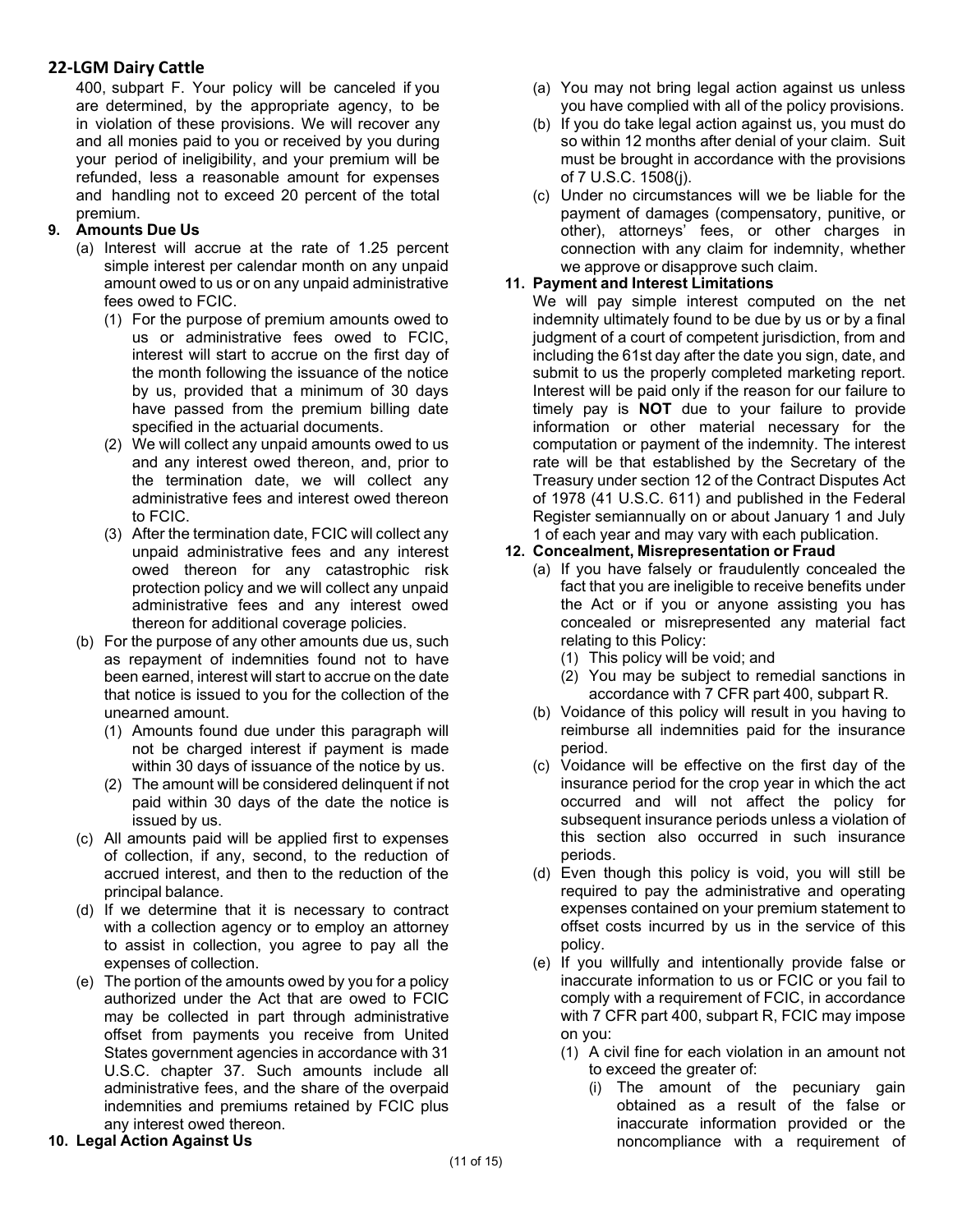400, subpart F. Your policy will be canceled if you are determined, by the appropriate agency, to be in violation of these provisions. We will recover any and all monies paid to you or received by you during your period of ineligibility, and your premium will be refunded, less a reasonable amount for expenses and handling not to exceed 20 percent of the total premium.

**9. Amounts Due Us**

(a) Interest will accrue at the rate of 1.25 percent simple interest per calendar month on any unpaid amount owed to us or on any unpaid administrative fees owed to FCIC.

(1) For the purpose of premium amounts owed to us or administrative fees owed to FCIC, interest will start to accrue on the first day of the month following the issuance of the notice by us, provided that a minimum of 30 days have passed from the premium billing date specified in the actuarial documents.

(2) We will collect any unpaid amounts owed to us and any interest owed thereon, and, prior to the termination date, we will collect any administrative fees and interest owed thereon to FCIC.

(3) After the termination date, FCIC will collect any unpaid administrative fees and any interest owed thereon for any catastrophic risk protection policy and we will collect any unpaid administrative fees and any interest owed thereon for additional coverage policies.

(b) For the purpose of any other amounts due us, such as repayment of indemnities found not to have been earned, interest will start to accrue on the date that notice is issued to you for the collection of the unearned amount.

(1) Amounts found due under this paragraph will not be charged interest if payment is made within 30 days of issuance of the notice by us.

(2) The amount will be considered delinquent if not paid within 30 days of the date the notice is issued by us.

(c) All amounts paid will be applied first to expenses of collection, if any, second, to the reduction of accrued interest, and then to the reduction of the principal balance.

(d) If we determine that it is necessary to contract with a collection agency or to employ an attorney to assist in collection, you agree to pay all the expenses of collection.

(e) The portion of the amounts owed by you for a policy authorized under the Act that are owed to FCIC may be collected in part through administrative offset from payments you receive from United States government agencies in accordance with 31 U.S.C. chapter 37. Such amounts include all administrative fees, and the share of the overpaid indemnities and premiums retained by FCIC plus any interest owed thereon.

**10. Legal Action Against Us**

(a) You may not bring legal action against us unless you have complied with all of the policy provisions.

(b) If you do take legal action against us, you must do so within 12 months after denial of your claim. Suit must be brought in accordance with the provisions of 7 U.S.C. 1508(j).

(c) Under no circumstances will we be liable for the payment of damages (compensatory, punitive, or other), attorneys' fees, or other charges in connection with any claim for indemnity, whether we approve or disapprove such claim.

**11. Payment and Interest Limitations**

We will pay simple interest computed on the net indemnity ultimately found to be due by us or by a final judgment of a court of competent jurisdiction, from and including the 61st day after the date you sign, date, and submit to us the properly completed marketing report. Interest will be paid only if the reason for our failure to timely pay is **NOT** due to your failure to provide information or other material necessary for the computation or payment of the indemnity. The interest rate will be that established by the Secretary of the Treasury under section 12 of the Contract Disputes Act of 1978 (41 U.S.C. 611) and published in the Federal Register semiannually on or about January 1 and July 1 of each year and may vary with each publication.

**12. Concealment, Misrepresentation or Fraud**

(a) If you have falsely or fraudulently concealed the fact that you are ineligible to receive benefits under the Act or if you or anyone assisting you has concealed or misrepresented any material fact relating to this Policy:

(1) This policy will be void; and

(2) You may be subject to remedial sanctions in accordance with 7 CFR part 400, subpart R.

(b) Voidance of this policy will result in you having to reimburse all indemnities paid for the insurance period.

(c) Voidance will be effective on the first day of the insurance period for the crop year in which the act occurred and will not affect the policy for subsequent insurance periods unless a violation of this section also occurred in such insurance periods.

(d) Even though this policy is void, you will still be required to pay the administrative and operating expenses contained on your premium statement to offset costs incurred by us in the service of this policy.

(e) If you willfully and intentionally provide false or inaccurate information to us or FCIC or you fail to comply with a requirement of FCIC, in accordance with 7 CFR part 400, subpart R, FCIC may impose on you:

(1) A civil fine for each violation in an amount not to exceed the greater of:

(i) The amount of the pecuniary gain obtained as a result of the false or inaccurate information provided or the noncompliance with a requirement of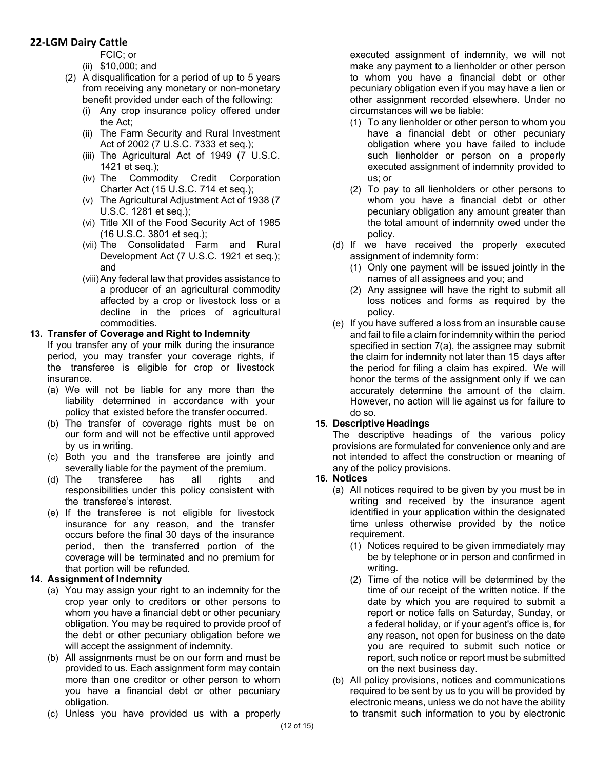FCIC; or

(ii) $10,000; and

(2) A disqualification for a period of up to 5 years from receiving any monetary or non-monetary benefit provided under each of the following:

(i) Any crop insurance policy offered under the Act;

(ii) The Farm Security and Rural Investment Act of 2002 (7 U.S.C. 7333 et seq.);

(iii) The Agricultural Act of 1949 (7 U.S.C. 1421 et seq.);

(iv) The Commodity Credit Corporation Charter Act (15 U.S.C. 714 et seq.);

(v) The Agricultural Adjustment Act of 1938 (7 U.S.C. 1281 et seq.);

(vi) Title XII of the Food Security Act of 1985 (16 U.S.C. 3801 et seq.);

(vii) The Consolidated Farm and Rural Development Act (7 U.S.C. 1921 et seq.); and

(viii) Any federal law that provides assistance to a producer of an agricultural commodity affected by a crop or livestock loss or a decline in the prices of agricultural commodities.

**13. Transfer of Coverage and Right to Indemnity**

If you transfer any of your milk during the insurance period, you may transfer your coverage rights, if the transferee is eligible for crop or livestock insurance.

(a) We will not be liable for any more than the liability determined in accordance with your policy that existed before the transfer occurred.

(b) The transfer of coverage rights must be on our form and will not be effective until approved by us in writing.

(c) Both you and the transferee are jointly and severally liable for the payment of the premium.

(d) The transferee has all rights and responsibilities under this policy consistent with the transferee's interest.

(e) If the transferee is not eligible for livestock insurance for any reason, and the transfer occurs before the final 30 days of the insurance period, then the transferred portion of the coverage will be terminated and no premium for that portion will be refunded.

**14. Assignment of Indemnity**

(a) You may assign your right to an indemnity for the crop year only to creditors or other persons to whom you have a financial debt or other pecuniary obligation. You may be required to provide proof of the debt or other pecuniary obligation before we will accept the assignment of indemnity.

(b) All assignments must be on our form and must be provided to us. Each assignment form may contain more than one creditor or other person to whom you have a financial debt or other pecuniary obligation.

(c) Unless you have provided us with a properly executed assignment of indemnity, we will not make any payment to a lienholder or other person to whom you have a financial debt or other pecuniary obligation even if you may have a lien or other assignment recorded elsewhere. Under no circumstances will we be liable:

(1) To any lienholder or other person to whom you have a financial debt or other pecuniary obligation where you have failed to include such lienholder or person on a properly executed assignment of indemnity provided to us; or

(2) To pay to all lienholders or other persons to whom you have a financial debt or other pecuniary obligation any amount greater than the total amount of indemnity owed under the policy.

(d) If we have received the properly executed assignment of indemnity form:

(1) Only one payment will be issued jointly in the names of all assignees and you; and

(2) Any assignee will have the right to submit all loss notices and forms as required by the policy.

(e) If you have suffered a loss from an insurable cause and fail to file a claim for indemnity within the period specified in section 7(a), the assignee may submit the claim for indemnity not later than 15 days after the period for filing a claim has expired. We will honor the terms of the assignment only if we can accurately determine the amount of the claim. However, no action will lie against us for failure to do so.

**15. Descriptive Headings**

The descriptive headings of the various policy provisions are formulated for convenience only and are not intended to affect the construction or meaning of any of the policy provisions.

**16. Notices**

(a) All notices required to be given by you must be in writing and received by the insurance agent identified in your application within the designated time unless otherwise provided by the notice requirement.

(1) Notices required to be given immediately may be by telephone or in person and confirmed in writing.

(2) Time of the notice will be determined by the time of our receipt of the written notice. If the date by which you are required to submit a report or notice falls on Saturday, Sunday, or a federal holiday, or if your agent's office is, for any reason, not open for business on the date you are required to submit such notice or report, such notice or report must be submitted on the next business day.

(b) All policy provisions, notices and communications required to be sent by us to you will be provided by electronic means, unless we do not have the ability to transmit such information to you by electronic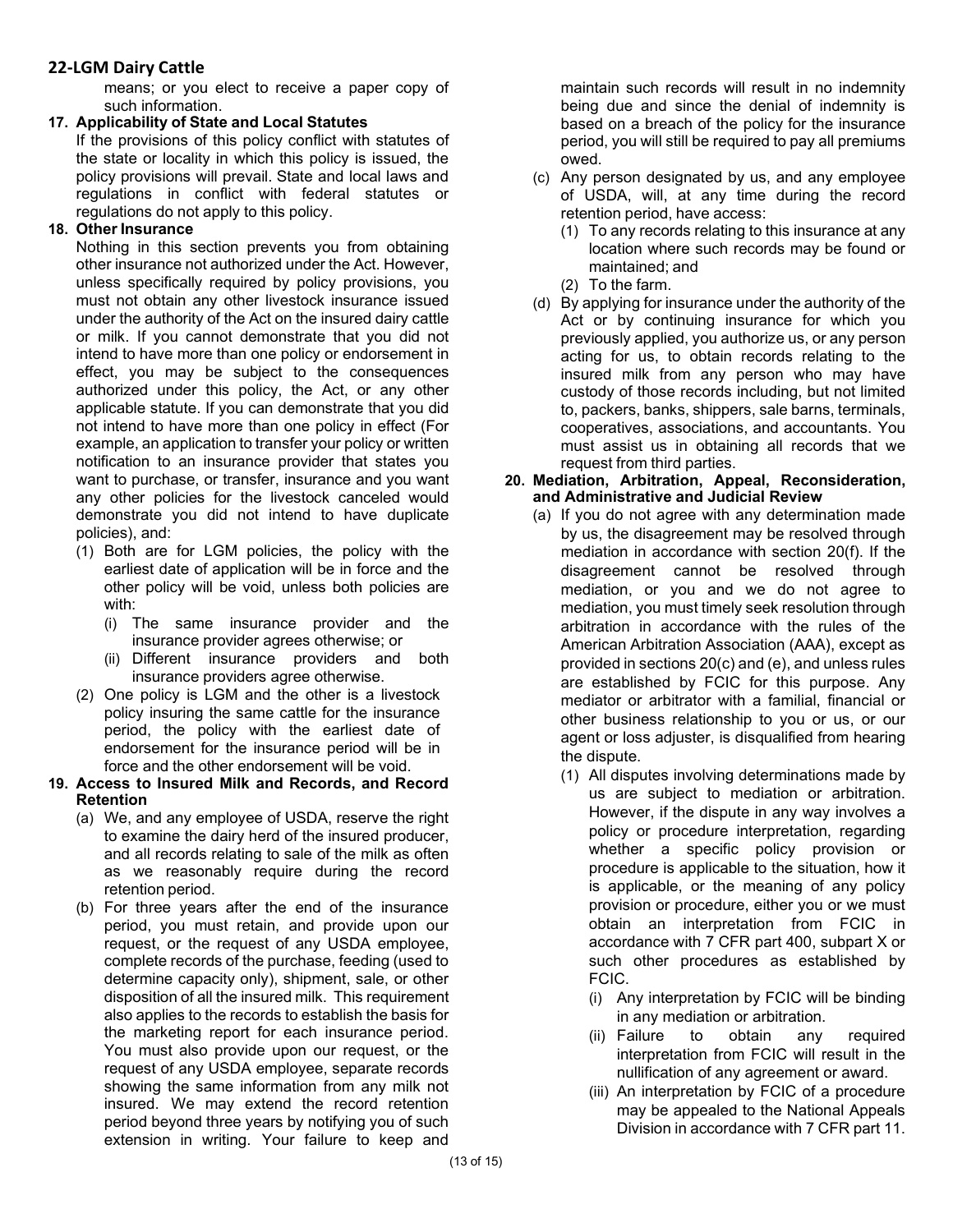means; or you elect to receive a paper copy of such information.

**17. Applicability of State and Local Statutes**

If the provisions of this policy conflict with statutes of the state or locality in which this policy is issued, the policy provisions will prevail. State and local laws and regulations in conflict with federal statutes or regulations do not apply to this policy.

**18. Other Insurance**

Nothing in this section prevents you from obtaining other insurance not authorized under the Act. However, unless specifically required by policy provisions, you must not obtain any other livestock insurance issued under the authority of the Act on the insured dairy cattle or milk. If you cannot demonstrate that you did not intend to have more than one policy or endorsement in effect, you may be subject to the consequences authorized under this policy, the Act, or any other applicable statute. If you can demonstrate that you did not intend to have more than one policy in effect (For example, an application to transfer your policy or written notification to an insurance provider that states you want to purchase, or transfer, insurance and you want any other policies for the livestock canceled would demonstrate you did not intend to have duplicate policies), and:

(1) Both are for LGM policies, the policy with the earliest date of application will be in force and the other policy will be void, unless both policies are with:

(i) The same insurance provider and the insurance provider agrees otherwise; or

(ii) Different insurance providers and both insurance providers agree otherwise.

(2) One policy is LGM and the other is a livestock policy insuring the same cattle for the insurance period, the policy with the earliest date of endorsement for the insurance period will be in force and the other endorsement will be void.

**19. Access to Insured Milk and Records, and Record Retention**

(a) We, and any employee of USDA, reserve the right to examine the dairy herd of the insured producer, and all records relating to sale of the milk as often as we reasonably require during the record retention period.

(b) For three years after the end of the insurance period, you must retain, and provide upon our request, or the request of any USDA employee, complete records of the purchase, feeding (used to determine capacity only), shipment, sale, or other disposition of all the insured milk. This requirement also applies to the records to establish the basis for the marketing report for each insurance period. You must also provide upon our request, or the request of any USDA employee, separate records showing the same information from any milk not insured. We may extend the record retention period beyond three years by notifying you of such extension in writing. Your failure to keep and maintain such records will result in no indemnity being due and since the denial of indemnity is based on a breach of the policy for the insurance period, you will still be required to pay all premiums owed.

(c) Any person designated by us, and any employee of USDA, will, at any time during the record retention period, have access:

(1) To any records relating to this insurance at any location where such records may be found or maintained; and

(2) To the farm.

(d) By applying for insurance under the authority of the Act or by continuing insurance for which you previously applied, you authorize us, or any person acting for us, to obtain records relating to the insured milk from any person who may have custody of those records including, but not limited to, packers, banks, shippers, sale barns, terminals, cooperatives, associations, and accountants. You must assist us in obtaining all records that we request from third parties.

**20. Mediation, Arbitration, Appeal, Reconsideration, and Administrative and Judicial Review**

(a) If you do not agree with any determination made by us, the disagreement may be resolved through mediation in accordance with section 20(f). If the disagreement cannot be resolved through mediation, or you and we do not agree to mediation, you must timely seek resolution through arbitration in accordance with the rules of the American Arbitration Association (AAA), except as provided in sections 20(c) and (e), and unless rules are established by FCIC for this purpose. Any mediator or arbitrator with a familial, financial or other business relationship to you or us, or our agent or loss adjuster, is disqualified from hearing the dispute.

(1) All disputes involving determinations made by us are subject to mediation or arbitration. However, if the dispute in any way involves a policy or procedure interpretation, regarding whether a specific policy provision or procedure is applicable to the situation, how it is applicable, or the meaning of any policy provision or procedure, either you or we must obtain an interpretation from FCIC in accordance with 7 CFR part 400, subpart X or such other procedures as established by FCIC.

(i) Any interpretation by FCIC will be binding in any mediation or arbitration.

(ii) Failure to obtain any required interpretation from FCIC will result in the nullification of any agreement or award.

(iii) An interpretation by FCIC of a procedure may be appealed to the National Appeals Division in accordance with 7 CFR part 11.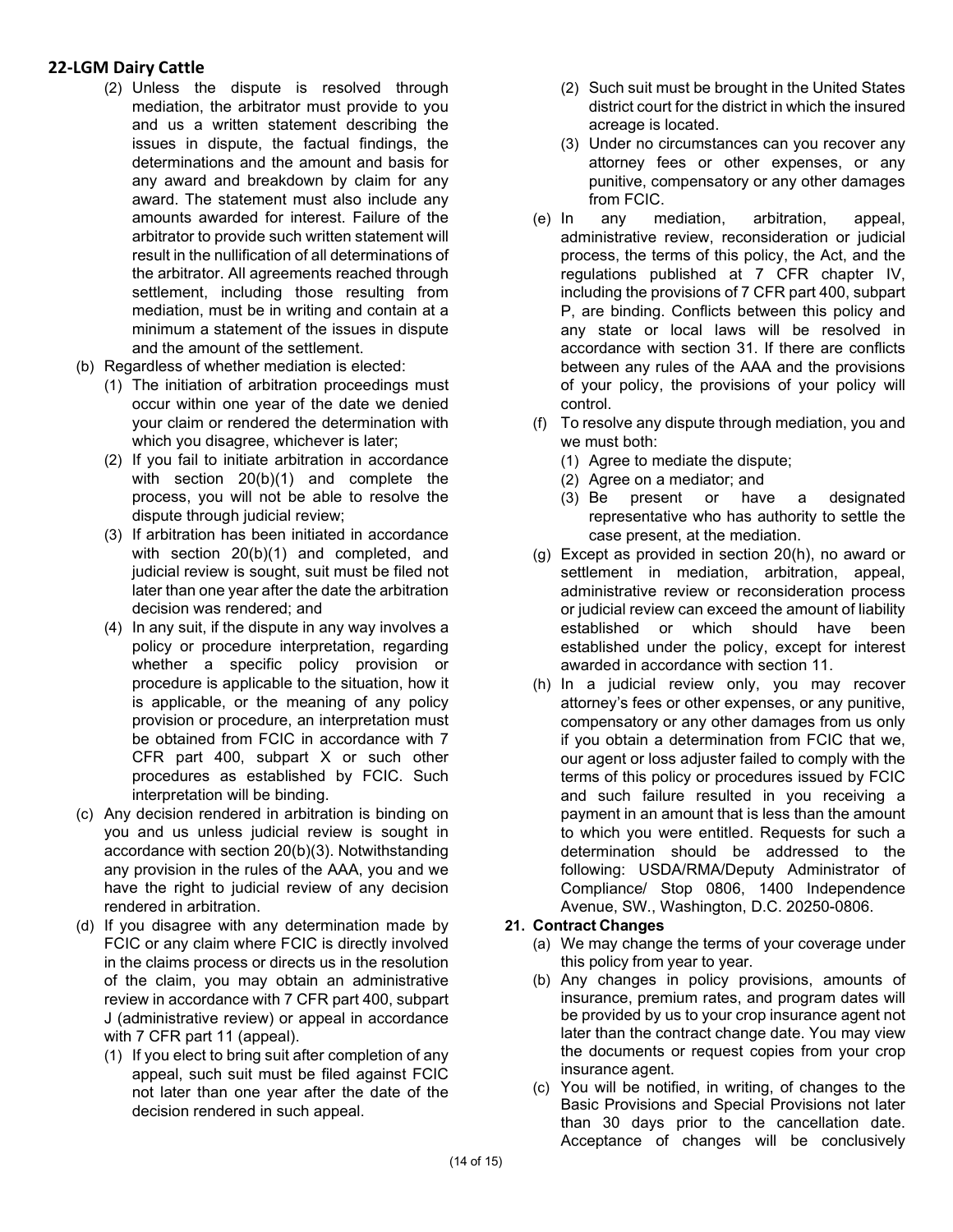(2) Unless the dispute is resolved through mediation, the arbitrator must provide to you and us a written statement describing the issues in dispute, the factual findings, the determinations and the amount and basis for any award and breakdown by claim for any award. The statement must also include any amounts awarded for interest. Failure of the arbitrator to provide such written statement will result in the nullification of all determinations of the arbitrator. All agreements reached through settlement, including those resulting from mediation, must be in writing and contain at a minimum a statement of the issues in dispute and the amount of the settlement.

(b) Regardless of whether mediation is elected:

(1) The initiation of arbitration proceedings must occur within one year of the date we denied your claim or rendered the determination with which you disagree, whichever is later;

(2) If you fail to initiate arbitration in accordance with section 20(b)(1) and complete the process, you will not be able to resolve the dispute through judicial review;

(3) If arbitration has been initiated in accordance with section 20(b)(1) and completed, and judicial review is sought, suit must be filed not later than one year after the date the arbitration decision was rendered; and

(4) In any suit, if the dispute in any way involves a policy or procedure interpretation, regarding whether a specific policy provision or procedure is applicable to the situation, how it is applicable, or the meaning of any policy provision or procedure, an interpretation must be obtained from FCIC in accordance with 7 CFR part 400, subpart X or such other procedures as established by FCIC. Such interpretation will be binding.

(c) Any decision rendered in arbitration is binding on you and us unless judicial review is sought in accordance with section 20(b)(3). Notwithstanding any provision in the rules of the AAA, you and we have the right to judicial review of any decision rendered in arbitration.

(d) If you disagree with any determination made by FCIC or any claim where FCIC is directly involved in the claims process or directs us in the resolution of the claim, you may obtain an administrative review in accordance with 7 CFR part 400, subpart J (administrative review) or appeal in accordance with 7 CFR part 11 (appeal).

(1) If you elect to bring suit after completion of any appeal, such suit must be filed against FCIC not later than one year after the date of the decision rendered in such appeal.

(2) Such suit must be brought in the United States district court for the district in which the insured acreage is located.

(3) Under no circumstances can you recover any attorney fees or other expenses, or any punitive, compensatory or any other damages from FCIC.

(e) In any mediation, arbitration, appeal, administrative review, reconsideration or judicial process, the terms of this policy, the Act, and the regulations published at 7 CFR chapter IV, including the provisions of 7 CFR part 400, subpart P, are binding. Conflicts between this policy and any state or local laws will be resolved in accordance with section 31. If there are conflicts between any rules of the AAA and the provisions of your policy, the provisions of your policy will control.

(f) To resolve any dispute through mediation, you and we must both:

(1) Agree to mediate the dispute;

(2) Agree on a mediator; and

(3) Be present or have a designated representative who has authority to settle the case present, at the mediation.

(g) Except as provided in section 20(h), no award or settlement in mediation, arbitration, appeal, administrative review or reconsideration process or judicial review can exceed the amount of liability established or which should have been established under the policy, except for interest awarded in accordance with section 11.

(h) In a judicial review only, you may recover attorney's fees or other expenses, or any punitive, compensatory or any other damages from us only if you obtain a determination from FCIC that we, our agent or loss adjuster failed to comply with the terms of this policy or procedures issued by FCIC and such failure resulted in you receiving a payment in an amount that is less than the amount to which you were entitled. Requests for such a determination should be addressed to the following: USDA/RMA/Deputy Administrator of Compliance/ Stop 0806, 1400 Independence Avenue, SW., Washington, D.C. 20250-0806.

**21. Contract Changes**

(a) We may change the terms of your coverage under this policy from year to year.

(b) Any changes in policy provisions, amounts of insurance, premium rates, and program dates will be provided by us to your crop insurance agent not later than the contract change date. You may view the documents or request copies from your crop insurance agent.

(c) You will be notified, in writing, of changes to the Basic Provisions and Special Provisions not later than 30 days prior to the cancellation date. Acceptance of changes will be conclusively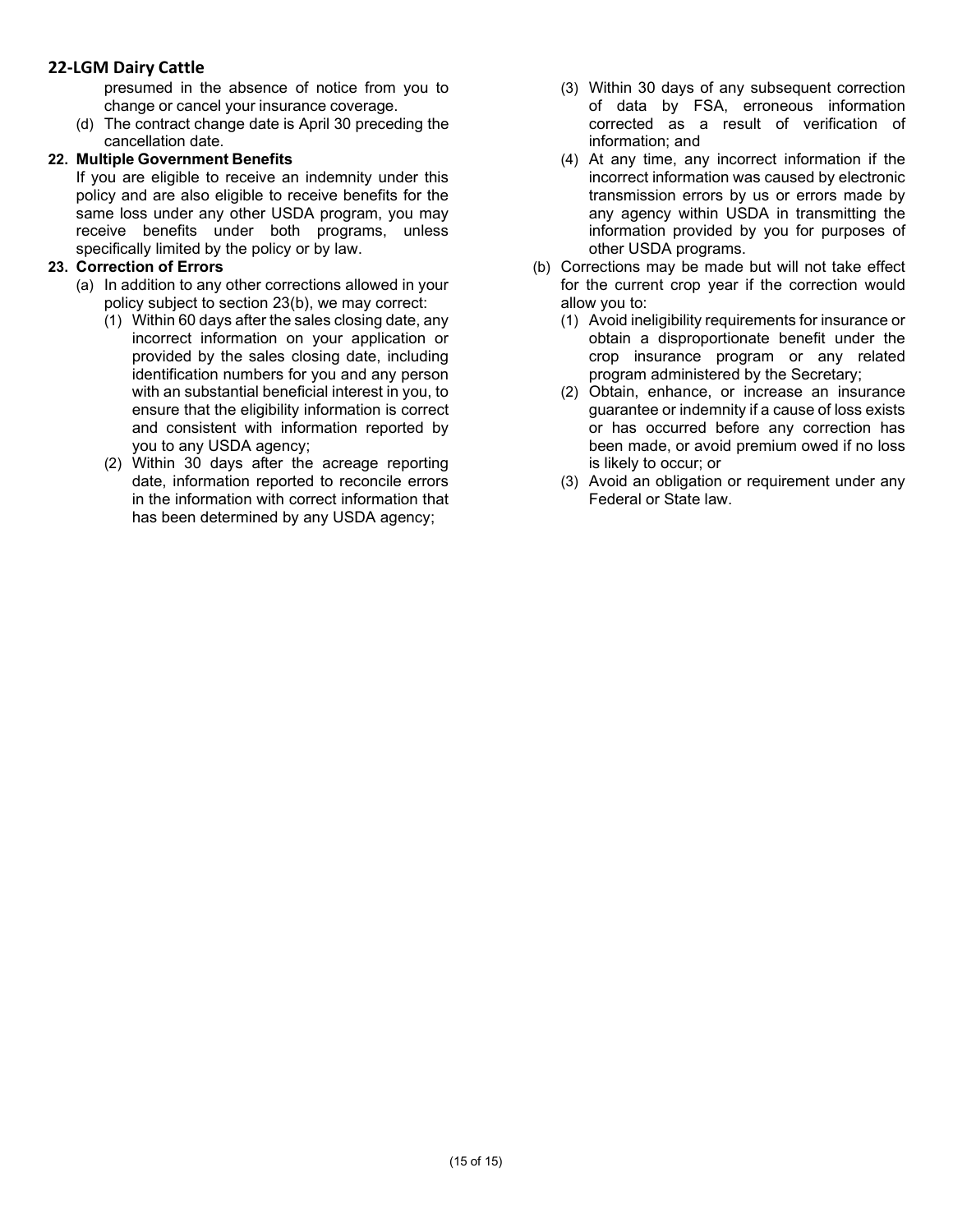presumed in the absence of notice from you to change or cancel your insurance coverage.

(d) The contract change date is April 30 preceding the cancellation date.

**22. Multiple Government Benefits**

If you are eligible to receive an indemnity under this policy and are also eligible to receive benefits for the same loss under any other USDA program, you may receive benefits under both programs, unless specifically limited by the policy or by law.

**23. Correction of Errors**

(a) In addition to any other corrections allowed in your policy subject to section 23(b), we may correct:

(1) Within 60 days after the sales closing date, any incorrect information on your application or provided by the sales closing date, including identification numbers for you and any person with an substantial beneficial interest in you, to ensure that the eligibility information is correct and consistent with information reported by you to any USDA agency;

(2) Within 30 days after the acreage reporting date, information reported to reconcile errors in the information with correct information that has been determined by any USDA agency;

(3) Within 30 days of any subsequent correction of data by FSA, erroneous information corrected as a result of verification of information; and

(4) At any time, any incorrect information if the incorrect information was caused by electronic transmission errors by us or errors made by any agency within USDA in transmitting the information provided by you for purposes of other USDA programs.

(b) Corrections may be made but will not take effect for the current crop year if the correction would allow you to:

(1) Avoid ineligibility requirements for insurance or obtain a disproportionate benefit under the crop insurance program or any related program administered by the Secretary;

(2) Obtain, enhance, or increase an insurance guarantee or indemnity if a cause of loss exists or has occurred before any correction has been made, or avoid premium owed if no loss is likely to occur; or

(3) Avoid an obligation or requirement under any Federal or State law.